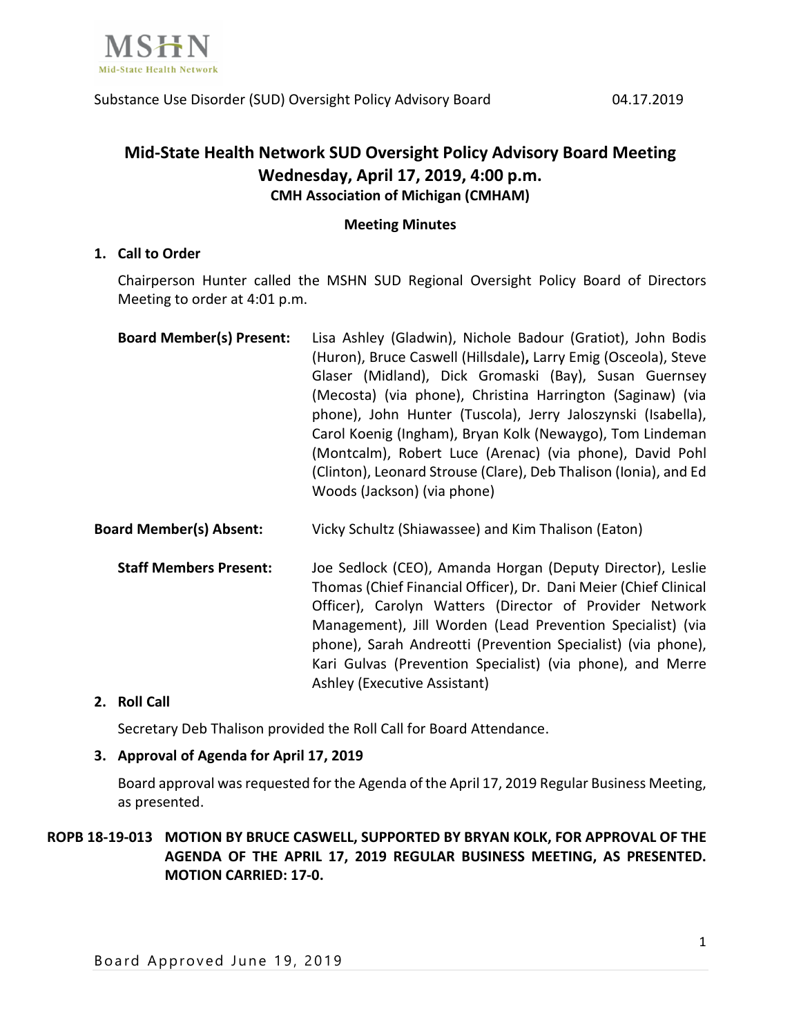# Mid-State Health Network SUD Oversight Policy Advisory Board Meeting
## Wednesday, April 17, 2019, 4:00 p.m.
### CMH Association of Michigan (CMHAM)

**Meeting Minutes**

**1. Call to Order**

Chairperson Hunter called the MSHN SUD Regional Oversight Policy Board of Directors Meeting to order at 4:01 p.m.

**Board Member(s) Present:** Lisa Ashley (Gladwin), Nichole Badour (Gratiot), John Bodis (Huron), Bruce Caswell (Hillsdale), Larry Emig (Osceola), Steve Glaser (Midland), Dick Gromaski (Bay), Susan Guernsey (Mecosta) (via phone), Christina Harrington (Saginaw) (via phone), John Hunter (Tuscola), Jerry Jaloszynski (Isabella), Carol Koenig (Ingham), Bryan Kolk (Newaygo), Tom Lindeman (Montcalm), Robert Luce (Arenac) (via phone), David Pohl (Clinton), Leonard Strouse (Clare), Deb Thalison (Ionia), and Ed Woods (Jackson) (via phone)

**Board Member(s) Absent:** Vicky Schultz (Shiawassee) and Kim Thalison (Eaton)

**Staff Members Present:** Joe Sedlock (CEO), Amanda Horgan (Deputy Director), Leslie Thomas (Chief Financial Officer), Dr. Dani Meier (Chief Clinical Officer), Carolyn Watters (Director of Provider Network Management), Jill Worden (Lead Prevention Specialist) (via phone), Sarah Andreotti (Prevention Specialist) (via phone), Kari Gulvas (Prevention Specialist) (via phone), and Merre Ashley (Executive Assistant)

**2. Roll Call**

Secretary Deb Thalison provided the Roll Call for Board Attendance.

**3. Approval of Agenda for April 17, 2019**

Board approval was requested for the Agenda of the April 17, 2019 Regular Business Meeting, as presented.

**ROPB 18-19-013 MOTION BY BRUCE CASWELL, SUPPORTED BY BRYAN KOLK, FOR APPROVAL OF THE AGENDA OF THE APRIL 17, 2019 REGULAR BUSINESS MEETING, AS PRESENTED. MOTION CARRIED: 17-0.**

Board Approved June 19, 2019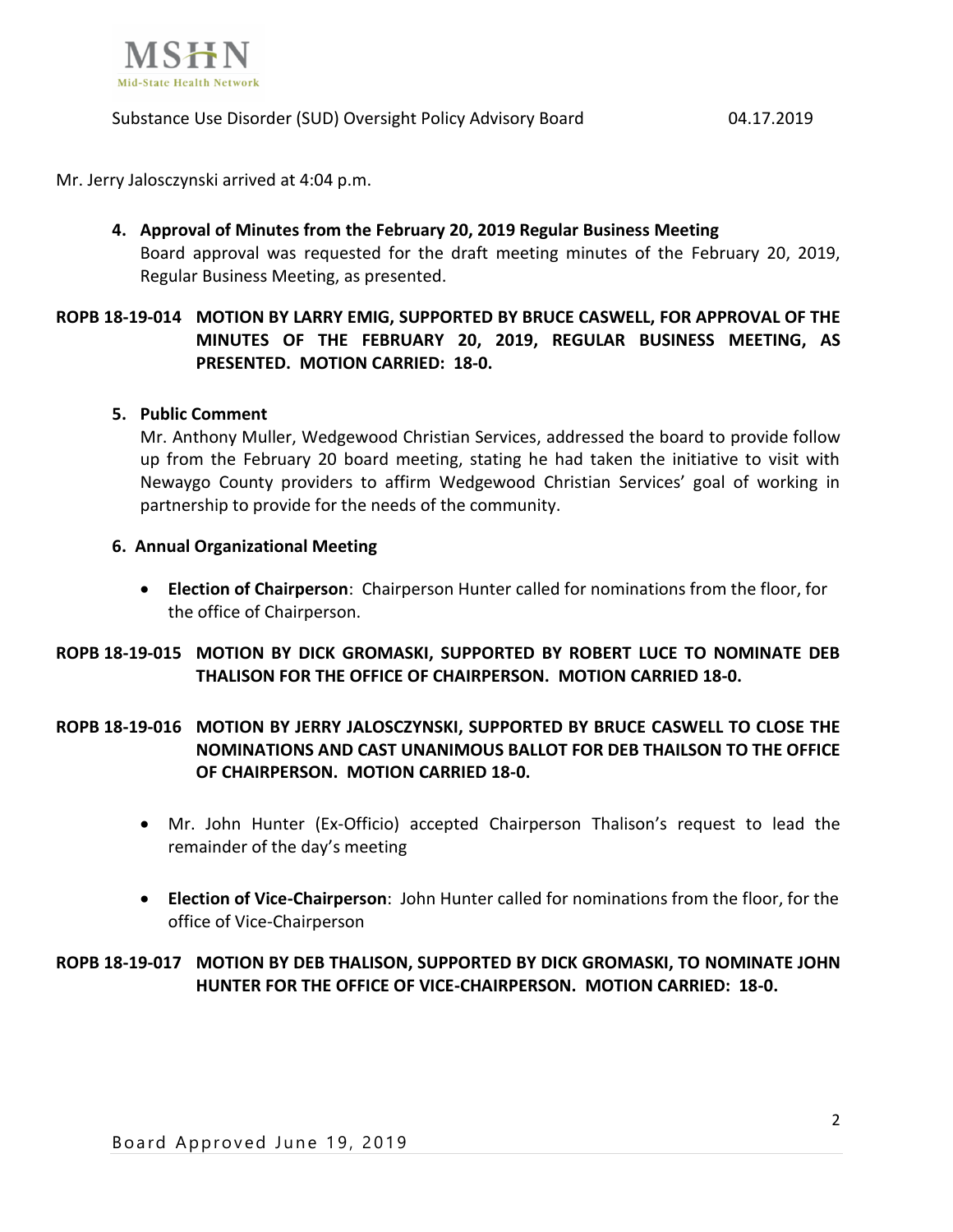Mr. Jerry Jalosczynski arrived at 4:04 p.m.

**4. Approval of Minutes from the February 20, 2019 Regular Business Meeting**

Board approval was requested for the draft meeting minutes of the February 20, 2019, Regular Business Meeting, as presented.

**ROPB 18-19-014 MOTION BY LARRY EMIG, SUPPORTED BY BRUCE CASWELL, FOR APPROVAL OF THE MINUTES OF THE FEBRUARY 20, 2019, REGULAR BUSINESS MEETING, AS PRESENTED. MOTION CARRIED: 18-0.**

**5. Public Comment**

Mr. Anthony Muller, Wedgewood Christian Services, addressed the board to provide follow up from the February 20 board meeting, stating he had taken the initiative to visit with Newaygo County providers to affirm Wedgewood Christian Services' goal of working in partnership to provide for the needs of the community.

**6. Annual Organizational Meeting**

- **Election of Chairperson**: Chairperson Hunter called for nominations from the floor, for the office of Chairperson.

**ROPB 18-19-015 MOTION BY DICK GROMASKI, SUPPORTED BY ROBERT LUCE TO NOMINATE DEB THALISON FOR THE OFFICE OF CHAIRPERSON. MOTION CARRIED 18-0.**

**ROPB 18-19-016 MOTION BY JERRY JALOSCZYNSKI, SUPPORTED BY BRUCE CASWELL TO CLOSE THE NOMINATIONS AND CAST UNANIMOUS BALLOT FOR DEB THAILSON TO THE OFFICE OF CHAIRPERSON. MOTION CARRIED 18-0.**

- Mr. John Hunter (Ex-Officio) accepted Chairperson Thalison's request to lead the remainder of the day's meeting

- **Election of Vice-Chairperson**: John Hunter called for nominations from the floor, for the office of Vice-Chairperson

**ROPB 18-19-017 MOTION BY DEB THALISON, SUPPORTED BY DICK GROMASKI, TO NOMINATE JOHN HUNTER FOR THE OFFICE OF VICE-CHAIRPERSON. MOTION CARRIED: 18-0.**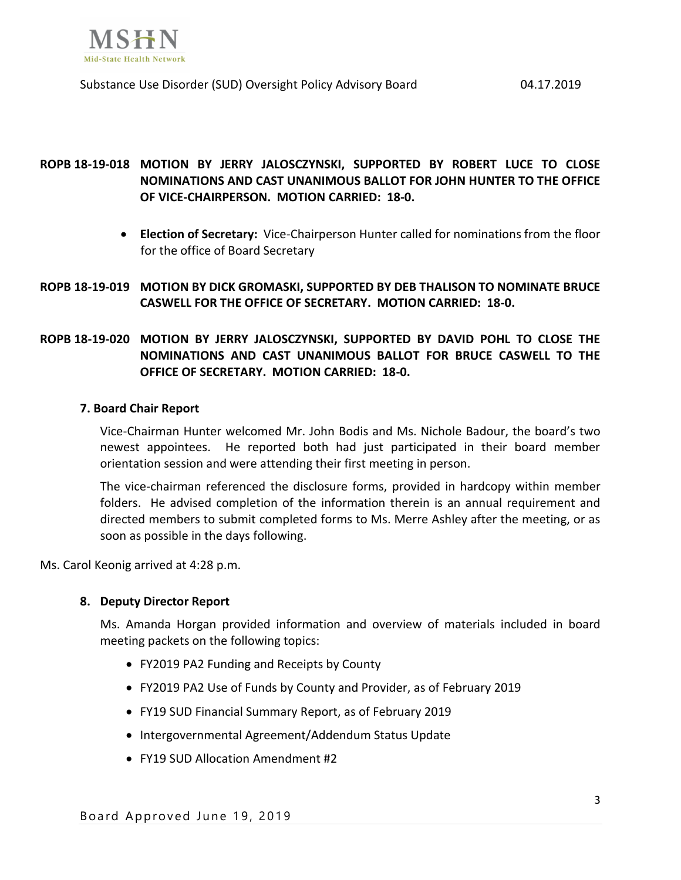**ROPB 18-19-018 MOTION BY JERRY JALOSCZYNSKI, SUPPORTED BY ROBERT LUCE TO CLOSE NOMINATIONS AND CAST UNANIMOUS BALLOT FOR JOHN HUNTER TO THE OFFICE OF VICE-CHAIRPERSON. MOTION CARRIED: 18-0.**

- **Election of Secretary:** Vice-Chairperson Hunter called for nominations from the floor for the office of Board Secretary

**ROPB 18-19-019 MOTION BY DICK GROMASKI, SUPPORTED BY DEB THALISON TO NOMINATE BRUCE CASWELL FOR THE OFFICE OF SECRETARY. MOTION CARRIED: 18-0.**

**ROPB 18-19-020 MOTION BY JERRY JALOSCZYNSKI, SUPPORTED BY DAVID POHL TO CLOSE THE NOMINATIONS AND CAST UNANIMOUS BALLOT FOR BRUCE CASWELL TO THE OFFICE OF SECRETARY. MOTION CARRIED: 18-0.**

### 7. Board Chair Report

Vice-Chairman Hunter welcomed Mr. John Bodis and Ms. Nichole Badour, the board's two newest appointees. He reported both had just participated in their board member orientation session and were attending their first meeting in person.

The vice-chairman referenced the disclosure forms, provided in hardcopy within member folders. He advised completion of the information therein is an annual requirement and directed members to submit completed forms to Ms. Merre Ashley after the meeting, or as soon as possible in the days following.

Ms. Carol Keonig arrived at 4:28 p.m.

### 8. Deputy Director Report

Ms. Amanda Horgan provided information and overview of materials included in board meeting packets on the following topics:

- FY2019 PA2 Funding and Receipts by County
- FY2019 PA2 Use of Funds by County and Provider, as of February 2019
- FY19 SUD Financial Summary Report, as of February 2019
- Intergovernmental Agreement/Addendum Status Update
- FY19 SUD Allocation Amendment #2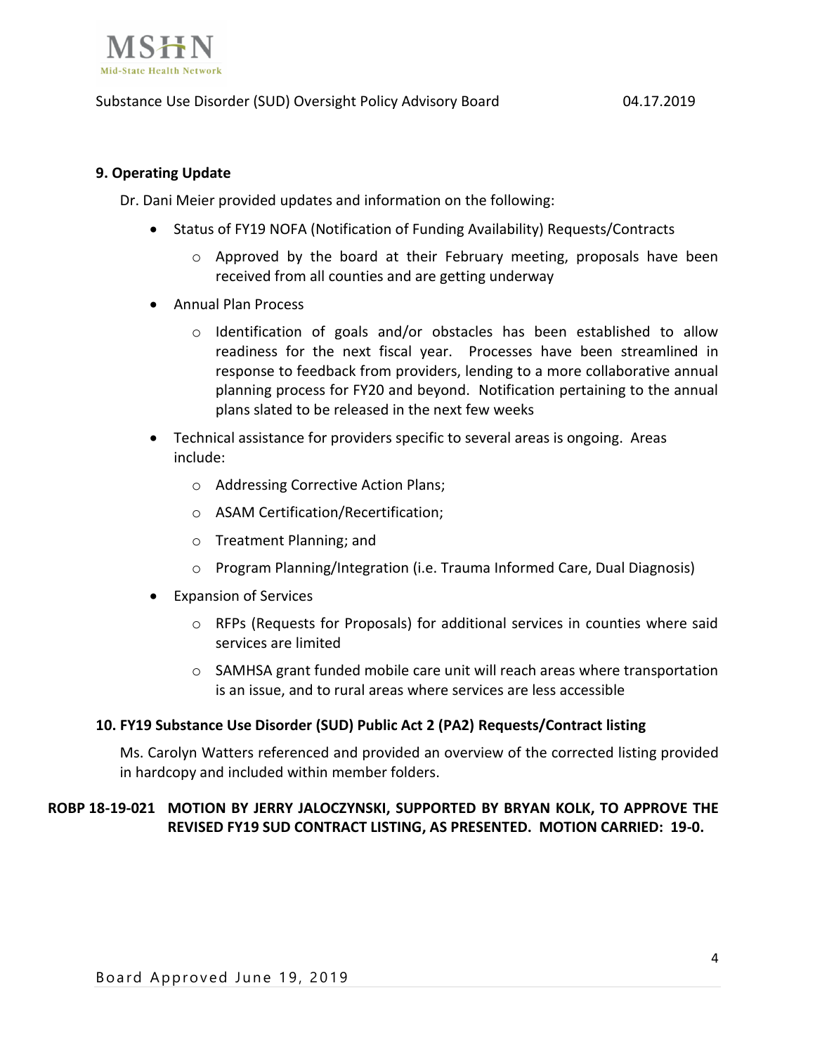### 9. Operating Update

Dr. Dani Meier provided updates and information on the following:

- Status of FY19 NOFA (Notification of Funding Availability) Requests/Contracts
  - Approved by the board at their February meeting, proposals have been received from all counties and are getting underway
- Annual Plan Process
  - Identification of goals and/or obstacles has been established to allow readiness for the next fiscal year. Processes have been streamlined in response to feedback from providers, lending to a more collaborative annual planning process for FY20 and beyond. Notification pertaining to the annual plans slated to be released in the next few weeks
- Technical assistance for providers specific to several areas is ongoing. Areas include:
  - Addressing Corrective Action Plans;
  - ASAM Certification/Recertification;
  - Treatment Planning; and
  - Program Planning/Integration (i.e. Trauma Informed Care, Dual Diagnosis)
- Expansion of Services
  - RFPs (Requests for Proposals) for additional services in counties where said services are limited
  - SAMHSA grant funded mobile care unit will reach areas where transportation is an issue, and to rural areas where services are less accessible

### 10. FY19 Substance Use Disorder (SUD) Public Act 2 (PA2) Requests/Contract listing

Ms. Carolyn Watters referenced and provided an overview of the corrected listing provided in hardcopy and included within member folders.

**ROBP 18-19-021 MOTION BY JERRY JALOCZYNSKI, SUPPORTED BY BRYAN KOLK, TO APPROVE THE REVISED FY19 SUD CONTRACT LISTING, AS PRESENTED. MOTION CARRIED: 19-0.**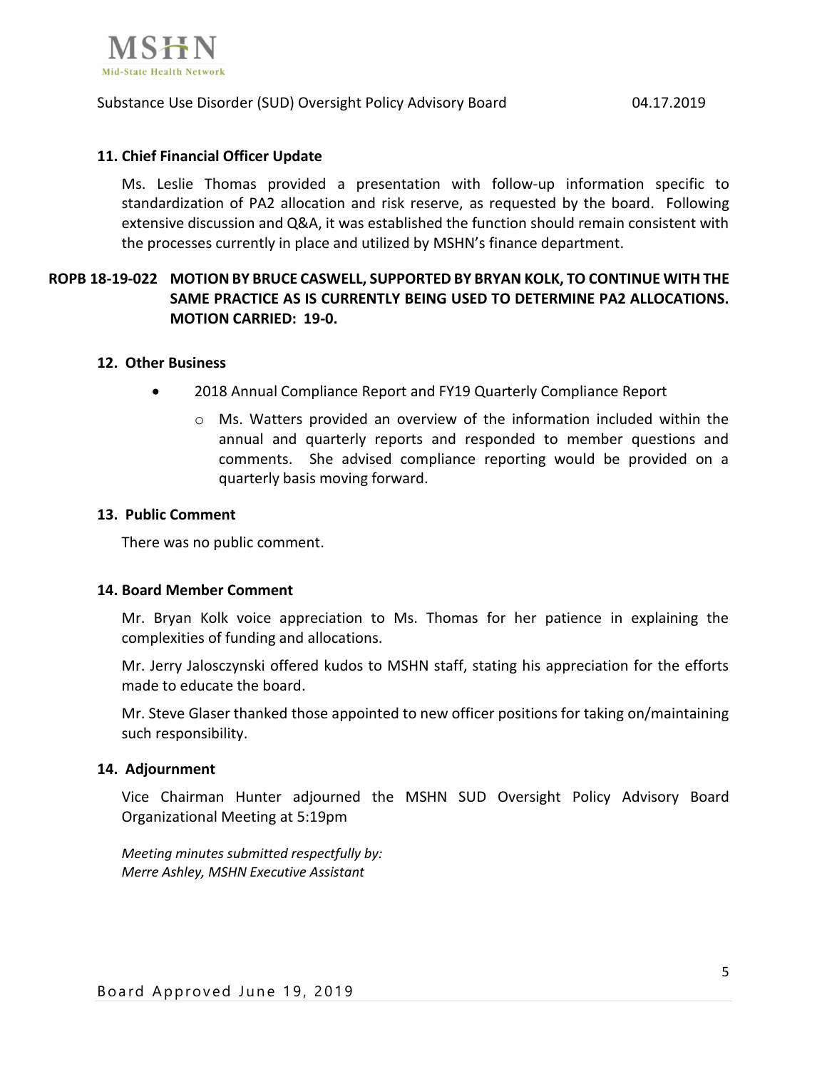### 11. Chief Financial Officer Update

Ms. Leslie Thomas provided a presentation with follow-up information specific to standardization of PA2 allocation and risk reserve, as requested by the board. Following extensive discussion and Q&A, it was established the function should remain consistent with the processes currently in place and utilized by MSHN's finance department.

**ROPB 18-19-022 MOTION BY BRUCE CASWELL, SUPPORTED BY BRYAN KOLK, TO CONTINUE WITH THE SAME PRACTICE AS IS CURRENTLY BEING USED TO DETERMINE PA2 ALLOCATIONS. MOTION CARRIED: 19-0.**

### 12. Other Business

- 2018 Annual Compliance Report and FY19 Quarterly Compliance Report
  - Ms. Watters provided an overview of the information included within the annual and quarterly reports and responded to member questions and comments. She advised compliance reporting would be provided on a quarterly basis moving forward.

### 13. Public Comment

There was no public comment.

### 14. Board Member Comment

Mr. Bryan Kolk voice appreciation to Ms. Thomas for her patience in explaining the complexities of funding and allocations.

Mr. Jerry Jalosczynski offered kudos to MSHN staff, stating his appreciation for the efforts made to educate the board.

Mr. Steve Glaser thanked those appointed to new officer positions for taking on/maintaining such responsibility.

### 14. Adjournment

Vice Chairman Hunter adjourned the MSHN SUD Oversight Policy Advisory Board Organizational Meeting at 5:19pm

*Meeting minutes submitted respectfully by:*
*Merre Ashley, MSHN Executive Assistant*

Board Approved June 19, 2019